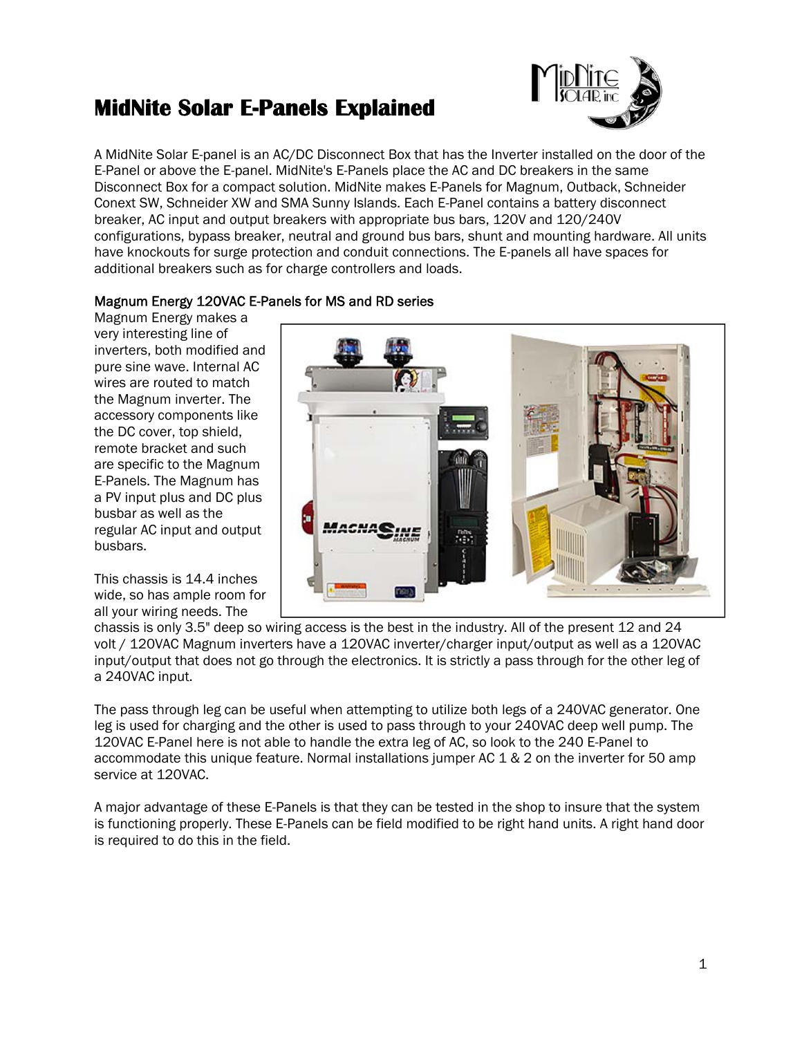# MidNite Solar E-Panels Explained

A MidNite Solar E-panel is an AC/DC Disconnect Box that has the Inverter installed on the door of the E-Panel or above the E-panel. MidNite's E-Panels place the AC and DC breakers in the same Disconnect Box for a compact solution. MidNite makes E-Panels for Magnum, Outback, Schneider Conext SW, Schneider XW and SMA Sunny Islands. Each E-Panel contains a battery disconnect breaker, AC input and output breakers with appropriate bus bars, 120V and 120/240V configurations, bypass breaker, neutral and ground bus bars, shunt and mounting hardware. All units have knockouts for surge protection and conduit connections. The E-panels all have spaces for additional breakers such as for charge controllers and loads.

## Magnum Energy 120VAC E-Panels for MS and RD series

Magnum Energy makes a very interesting line of inverters, both modified and pure sine wave. Internal AC wires are routed to match the Magnum inverter. The accessory components like the DC cover, top shield, remote bracket and such are specific to the Magnum E-Panels. The Magnum has a PV input plus and DC plus busbar as well as the regular AC input and output busbars.

This chassis is 14.4 inches wide, so has ample room for all your wiring needs. The chassis is only 3.5" deep so wiring access is the best in the industry. All of the present 12 and 24 volt / 120VAC Magnum inverters have a 120VAC inverter/charger input/output as well as a 120VAC input/output that does not go through the electronics. It is strictly a pass through for the other leg of a 240VAC input.

The pass through leg can be useful when attempting to utilize both legs of a 240VAC generator. One leg is used for charging and the other is used to pass through to your 240VAC deep well pump. The 120VAC E-Panel here is not able to handle the extra leg of AC, so look to the 240 E-Panel to accommodate this unique feature. Normal installations jumper AC 1 & 2 on the inverter for 50 amp service at 120VAC.

A major advantage of these E-Panels is that they can be tested in the shop to insure that the system is functioning properly. These E-Panels can be field modified to be right hand units. A right hand door is required to do this in the field.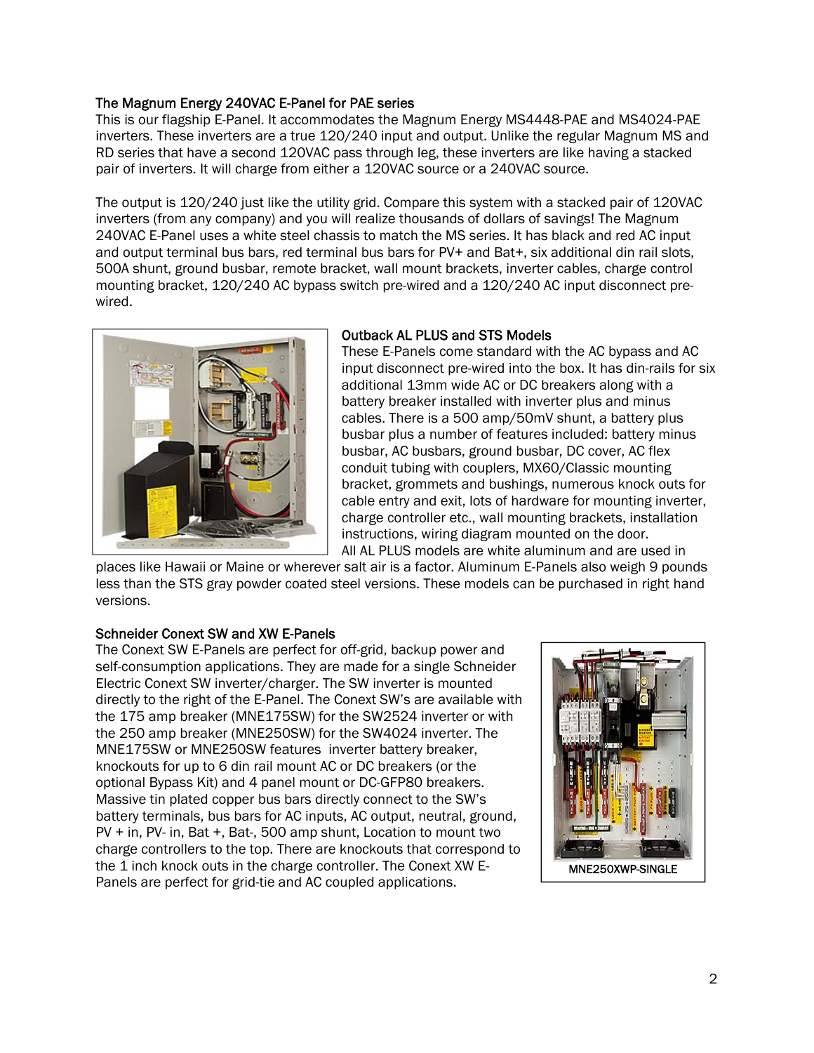### The Magnum Energy 240VAC E-Panel for PAE series

This is our flagship E-Panel. It accommodates the Magnum Energy MS4448-PAE and MS4024-PAE inverters. These inverters are a true 120/240 input and output. Unlike the regular Magnum MS and RD series that have a second 120VAC pass through leg, these inverters are like having a stacked pair of inverters. It will charge from either a 120VAC source or a 240VAC source.

The output is 120/240 just like the utility grid. Compare this system with a stacked pair of 120VAC inverters (from any company) and you will realize thousands of dollars of savings! The Magnum 240VAC E-Panel uses a white steel chassis to match the MS series. It has black and red AC input and output terminal bus bars, red terminal bus bars for PV+ and Bat+, six additional din rail slots, 500A shunt, ground busbar, remote bracket, wall mount brackets, inverter cables, charge control mounting bracket, 120/240 AC bypass switch pre-wired and a 120/240 AC input disconnect pre-wired.

### Outback AL PLUS and STS Models

These E-Panels come standard with the AC bypass and AC input disconnect pre-wired into the box. It has din-rails for six additional 13mm wide AC or DC breakers along with a battery breaker installed with inverter plus and minus cables. There is a 500 amp/50mV shunt, a battery plus busbar plus a number of features included: battery minus busbar, AC busbars, ground busbar, DC cover, AC flex conduit tubing with couplers, MX60/Classic mounting bracket, grommets and bushings, numerous knock outs for cable entry and exit, lots of hardware for mounting inverter, charge controller etc., wall mounting brackets, installation instructions, wiring diagram mounted on the door.
All AL PLUS models are white aluminum and are used in places like Hawaii or Maine or wherever salt air is a factor. Aluminum E-Panels also weigh 9 pounds less than the STS gray powder coated steel versions. These models can be purchased in right hand versions.

### Schneider Conext SW and XW E-Panels

The Conext SW E-Panels are perfect for off-grid, backup power and self-consumption applications. They are made for a single Schneider Electric Conext SW inverter/charger. The SW inverter is mounted directly to the right of the E-Panel. The Conext SW's are available with the 175 amp breaker (MNE175SW) for the SW2524 inverter or with the 250 amp breaker (MNE250SW) for the SW4024 inverter. The MNE175SW or MNE250SW features inverter battery breaker, knockouts for up to 6 din rail mount AC or DC breakers (or the optional Bypass Kit) and 4 panel mount or DC-GFP80 breakers. Massive tin plated copper bus bars directly connect to the SW's battery terminals, bus bars for AC inputs, AC output, neutral, ground, PV + in, PV- in, Bat +, Bat-, 500 amp shunt, Location to mount two charge controllers to the top. There are knockouts that correspond to the 1 inch knock outs in the charge controller. The Conext XW E-Panels are perfect for grid-tie and AC coupled applications.

MNE250XWP-SINGLE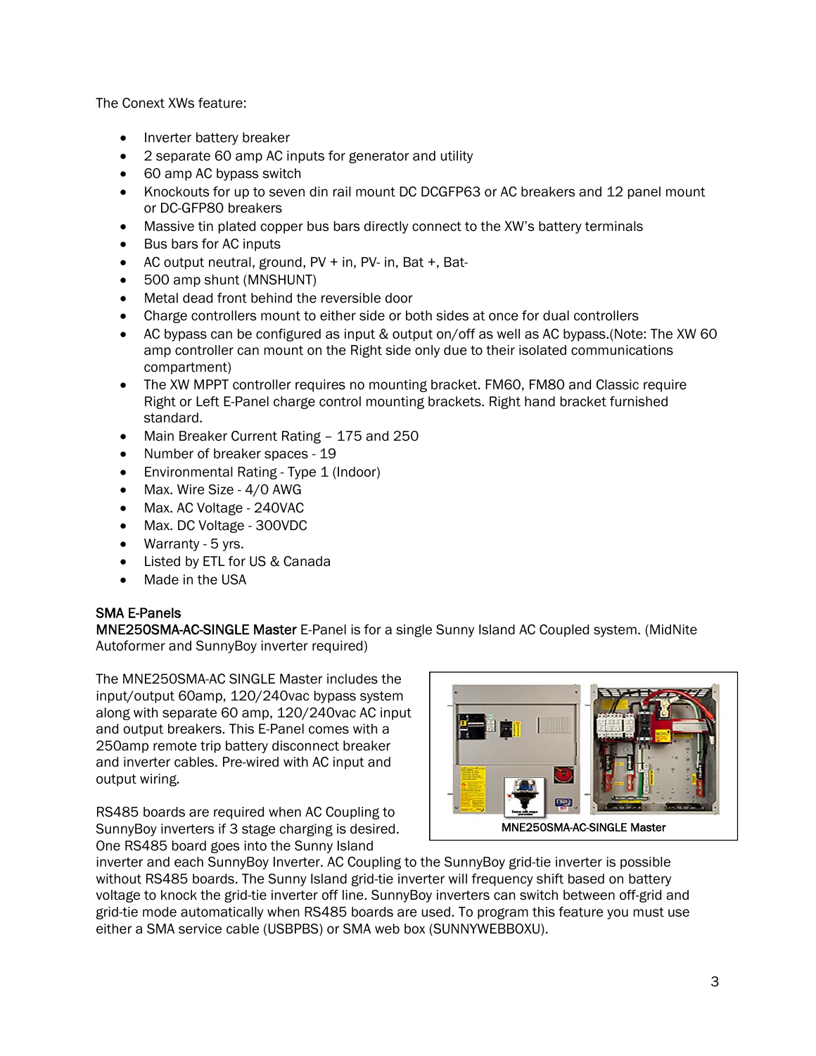The Conext XWs feature:

- Inverter battery breaker
- 2 separate 60 amp AC inputs for generator and utility
- 60 amp AC bypass switch
- Knockouts for up to seven din rail mount DC DCGFP63 or AC breakers and 12 panel mount or DC-GFP80 breakers
- Massive tin plated copper bus bars directly connect to the XW's battery terminals
- Bus bars for AC inputs
- AC output neutral, ground, PV + in, PV- in, Bat +, Bat-
- 500 amp shunt (MNSHUNT)
- Metal dead front behind the reversible door
- Charge controllers mount to either side or both sides at once for dual controllers
- AC bypass can be configured as input & output on/off as well as AC bypass.(Note: The XW 60 amp controller can mount on the Right side only due to their isolated communications compartment)
- The XW MPPT controller requires no mounting bracket. FM60, FM80 and Classic require Right or Left E-Panel charge control mounting brackets. Right hand bracket furnished standard.
- Main Breaker Current Rating – 175 and 250
- Number of breaker spaces - 19
- Environmental Rating - Type 1 (Indoor)
- Max. Wire Size - 4/0 AWG
- Max. AC Voltage - 240VAC
- Max. DC Voltage - 300VDC
- Warranty - 5 yrs.
- Listed by ETL for US & Canada
- Made in the USA

## SMA E-Panels

**MNE250SMA-AC-SINGLE Master** E-Panel is for a single Sunny Island AC Coupled system. (MidNite Autoformer and SunnyBoy inverter required)

The MNE250SMA-AC SINGLE Master includes the input/output 60amp, 120/240vac bypass system along with separate 60 amp, 120/240vac AC input and output breakers. This E-Panel comes with a 250amp remote trip battery disconnect breaker and inverter cables. Pre-wired with AC input and output wiring.

MNE250SMA-AC-SINGLE Master

RS485 boards are required when AC Coupling to SunnyBoy inverters if 3 stage charging is desired. One RS485 board goes into the Sunny Island inverter and each SunnyBoy Inverter. AC Coupling to the SunnyBoy grid-tie inverter is possible without RS485 boards. The Sunny Island grid-tie inverter will frequency shift based on battery voltage to knock the grid-tie inverter off line. SunnyBoy inverters can switch between off-grid and grid-tie mode automatically when RS485 boards are used. To program this feature you must use either a SMA service cable (USBPBS) or SMA web box (SUNNYWEBBOXU).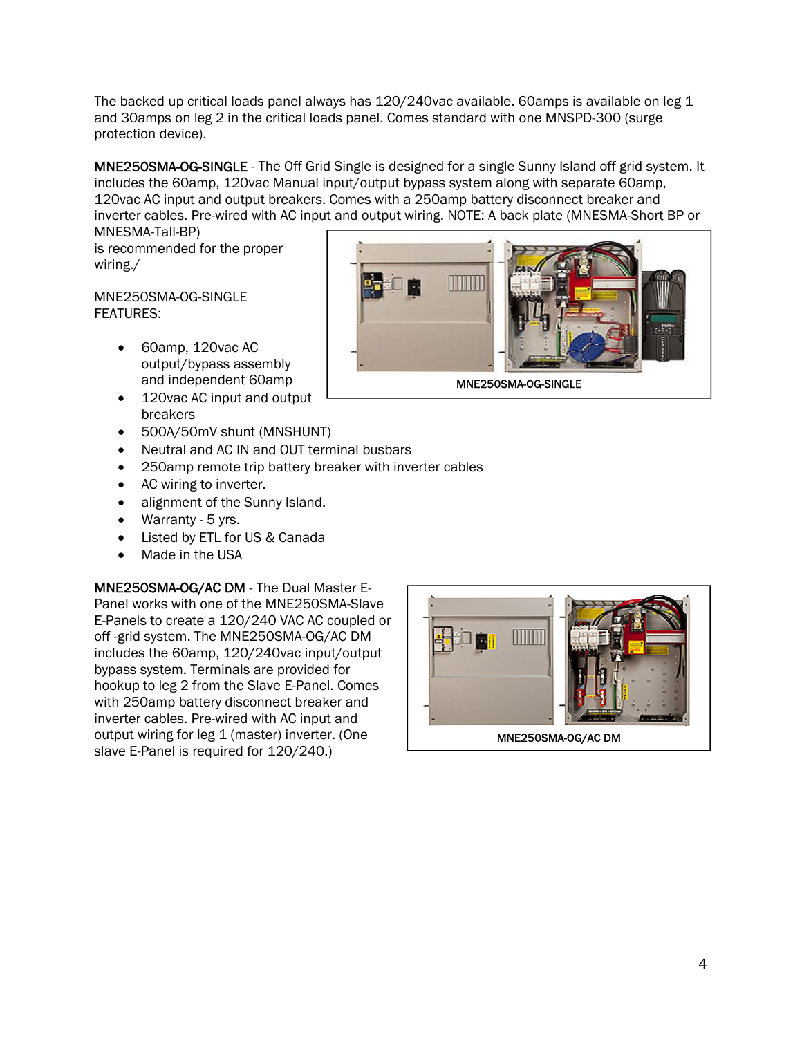The backed up critical loads panel always has 120/240vac available. 60amps is available on leg 1 and 30amps on leg 2 in the critical loads panel. Comes standard with one MNSPD-300 (surge protection device).

**MNE250SMA-OG-SINGLE** - The Off Grid Single is designed for a single Sunny Island off grid system. It includes the 60amp, 120vac Manual input/output bypass system along with separate 60amp, 120vac AC input and output breakers. Comes with a 250amp battery disconnect breaker and inverter cables. Pre-wired with AC input and output wiring. NOTE: A back plate (MNESMA-Short BP or MNESMA-Tall-BP) is recommended for the proper wiring./

MNE250SMA-OG-SINGLE

MNE250SMA-OG-SINGLE FEATURES:

- 60amp, 120vac AC output/bypass assembly and independent 60amp
- 120vac AC input and output breakers
- 500A/50mV shunt (MNSHUNT)
- Neutral and AC IN and OUT terminal busbars
- 250amp remote trip battery breaker with inverter cables
- AC wiring to inverter.
- alignment of the Sunny Island.
- Warranty - 5 yrs.
- Listed by ETL for US & Canada
- Made in the USA

**MNE250SMA-OG/AC DM** - The Dual Master E-Panel works with one of the MNE250SMA-Slave E-Panels to create a 120/240 VAC AC coupled or off -grid system. The MNE250SMA-OG/AC DM includes the 60amp, 120/240vac input/output bypass system. Terminals are provided for hookup to leg 2 from the Slave E-Panel. Comes with 250amp battery disconnect breaker and inverter cables. Pre-wired with AC input and output wiring for leg 1 (master) inverter. (One slave E-Panel is required for 120/240.)

MNE250SMA-OG/AC DM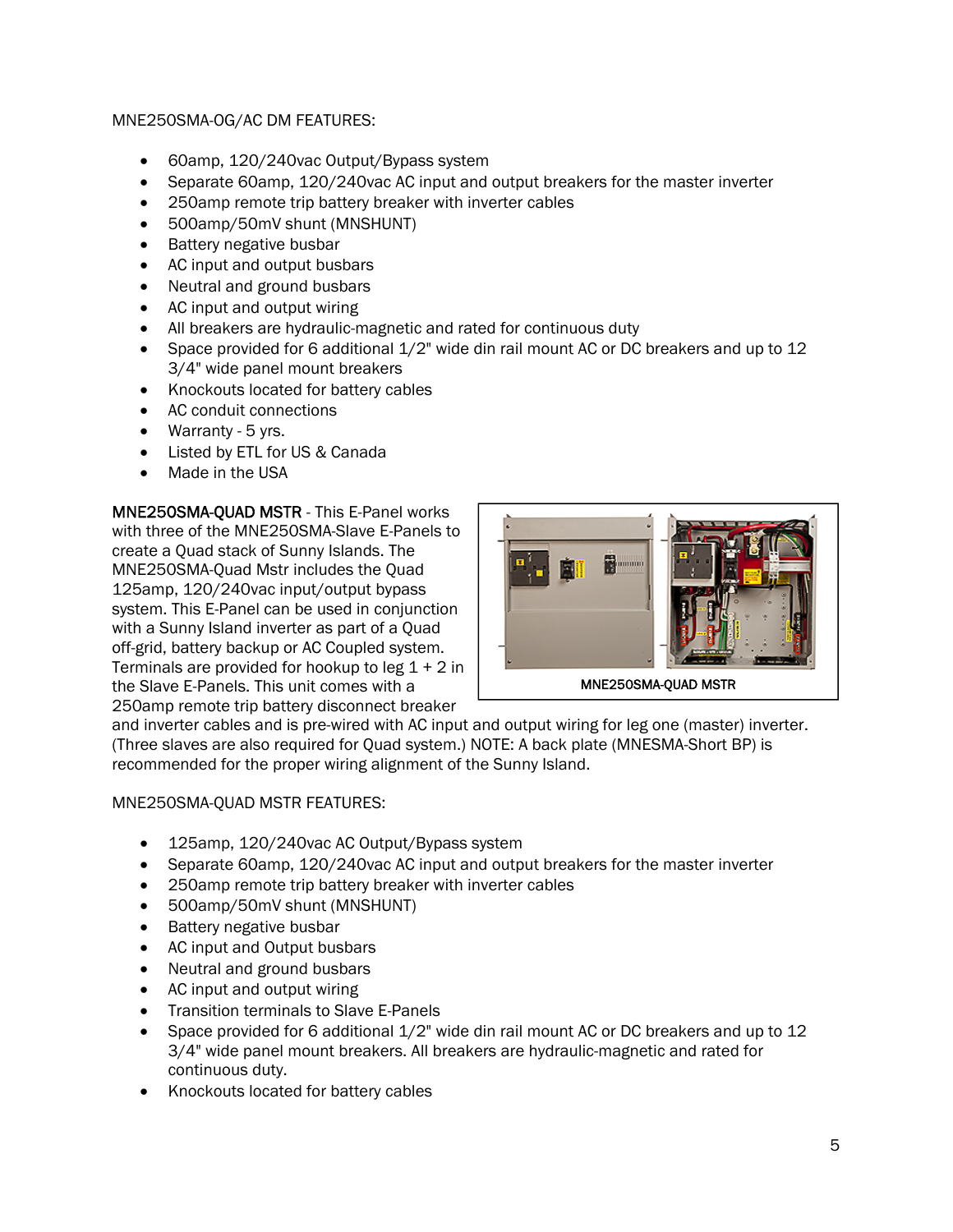MNE250SMA-OG/AC DM FEATURES:

- 60amp, 120/240vac Output/Bypass system
- Separate 60amp, 120/240vac AC input and output breakers for the master inverter
- 250amp remote trip battery breaker with inverter cables
- 500amp/50mV shunt (MNSHUNT)
- Battery negative busbar
- AC input and output busbars
- Neutral and ground busbars
- AC input and output wiring
- All breakers are hydraulic-magnetic and rated for continuous duty
- Space provided for 6 additional 1/2" wide din rail mount AC or DC breakers and up to 12 3/4" wide panel mount breakers
- Knockouts located for battery cables
- AC conduit connections
- Warranty - 5 yrs.
- Listed by ETL for US & Canada
- Made in the USA

MNE250SMA-QUAD MSTR - This E-Panel works with three of the MNE250SMA-Slave E-Panels to create a Quad stack of Sunny Islands. The MNE250SMA-Quad Mstr includes the Quad 125amp, 120/240vac input/output bypass system. This E-Panel can be used in conjunction with a Sunny Island inverter as part of a Quad off-grid, battery backup or AC Coupled system. Terminals are provided for hookup to leg 1 + 2 in the Slave E-Panels. This unit comes with a 250amp remote trip battery disconnect breaker and inverter cables and is pre-wired with AC input and output wiring for leg one (master) inverter. (Three slaves are also required for Quad system.) NOTE: A back plate (MNESMA-Short BP) is recommended for the proper wiring alignment of the Sunny Island.

MNE250SMA-QUAD MSTR

MNE250SMA-QUAD MSTR FEATURES:

- 125amp, 120/240vac AC Output/Bypass system
- Separate 60amp, 120/240vac AC input and output breakers for the master inverter
- 250amp remote trip battery breaker with inverter cables
- 500amp/50mV shunt (MNSHUNT)
- Battery negative busbar
- AC input and Output busbars
- Neutral and ground busbars
- AC input and output wiring
- Transition terminals to Slave E-Panels
- Space provided for 6 additional 1/2" wide din rail mount AC or DC breakers and up to 12 3/4" wide panel mount breakers. All breakers are hydraulic-magnetic and rated for continuous duty.
- Knockouts located for battery cables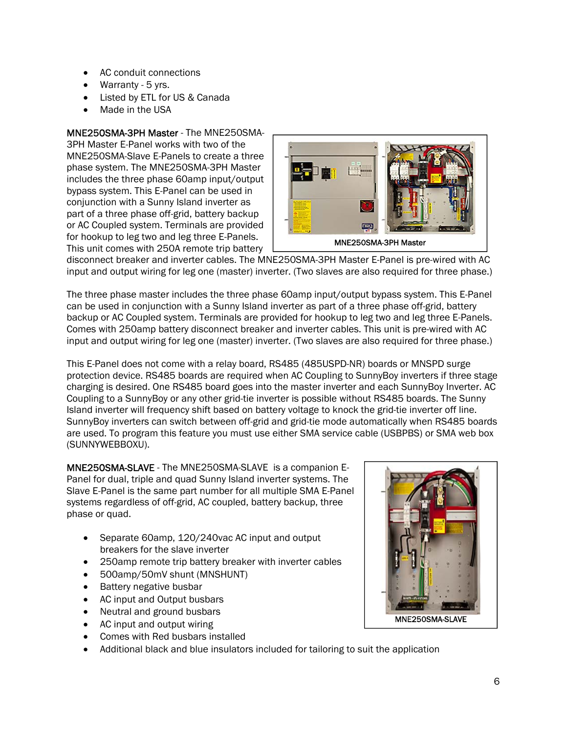- AC conduit connections
- Warranty - 5 yrs.
- Listed by ETL for US & Canada
- Made in the USA

MNE250SMA-3PH Master - The MNE250SMA-3PH Master E-Panel works with two of the MNE250SMA-Slave E-Panels to create a three phase system. The MNE250SMA-3PH Master includes the three phase 60amp input/output bypass system. This E-Panel can be used in conjunction with a Sunny Island inverter as part of a three phase off-grid, battery backup or AC Coupled system. Terminals are provided for hookup to leg two and leg three E-Panels. This unit comes with 250A remote trip battery disconnect breaker and inverter cables. The MNE250SMA-3PH Master E-Panel is pre-wired with AC input and output wiring for leg one (master) inverter. (Two slaves are also required for three phase.)

MNE250SMA-3PH Master

The three phase master includes the three phase 60amp input/output bypass system. This E-Panel can be used in conjunction with a Sunny Island inverter as part of a three phase off-grid, battery backup or AC Coupled system. Terminals are provided for hookup to leg two and leg three E-Panels. Comes with 250amp battery disconnect breaker and inverter cables. This unit is pre-wired with AC input and output wiring for leg one (master) inverter. (Two slaves are also required for three phase.)

This E-Panel does not come with a relay board, RS485 (485USPD-NR) boards or MNSPD surge protection device. RS485 boards are required when AC Coupling to SunnyBoy inverters if three stage charging is desired. One RS485 board goes into the master inverter and each SunnyBoy Inverter. AC Coupling to a SunnyBoy or any other grid-tie inverter is possible without RS485 boards. The Sunny Island inverter will frequency shift based on battery voltage to knock the grid-tie inverter off line. SunnyBoy inverters can switch between off-grid and grid-tie mode automatically when RS485 boards are used. To program this feature you must use either SMA service cable (USBPBS) or SMA web box (SUNNYWEBBOXU).

MNE250SMA-SLAVE - The MNE250SMA-SLAVE is a companion E-Panel for dual, triple and quad Sunny Island inverter systems. The Slave E-Panel is the same part number for all multiple SMA E-Panel systems regardless of off-grid, AC coupled, battery backup, three phase or quad.

- Separate 60amp, 120/240vac AC input and output breakers for the slave inverter
- 250amp remote trip battery breaker with inverter cables
- 500amp/50mV shunt (MNSHUNT)
- Battery negative busbar
- AC input and Output busbars
- Neutral and ground busbars
- AC input and output wiring
- Comes with Red busbars installed
- Additional black and blue insulators included for tailoring to suit the application

MNE250SMA-SLAVE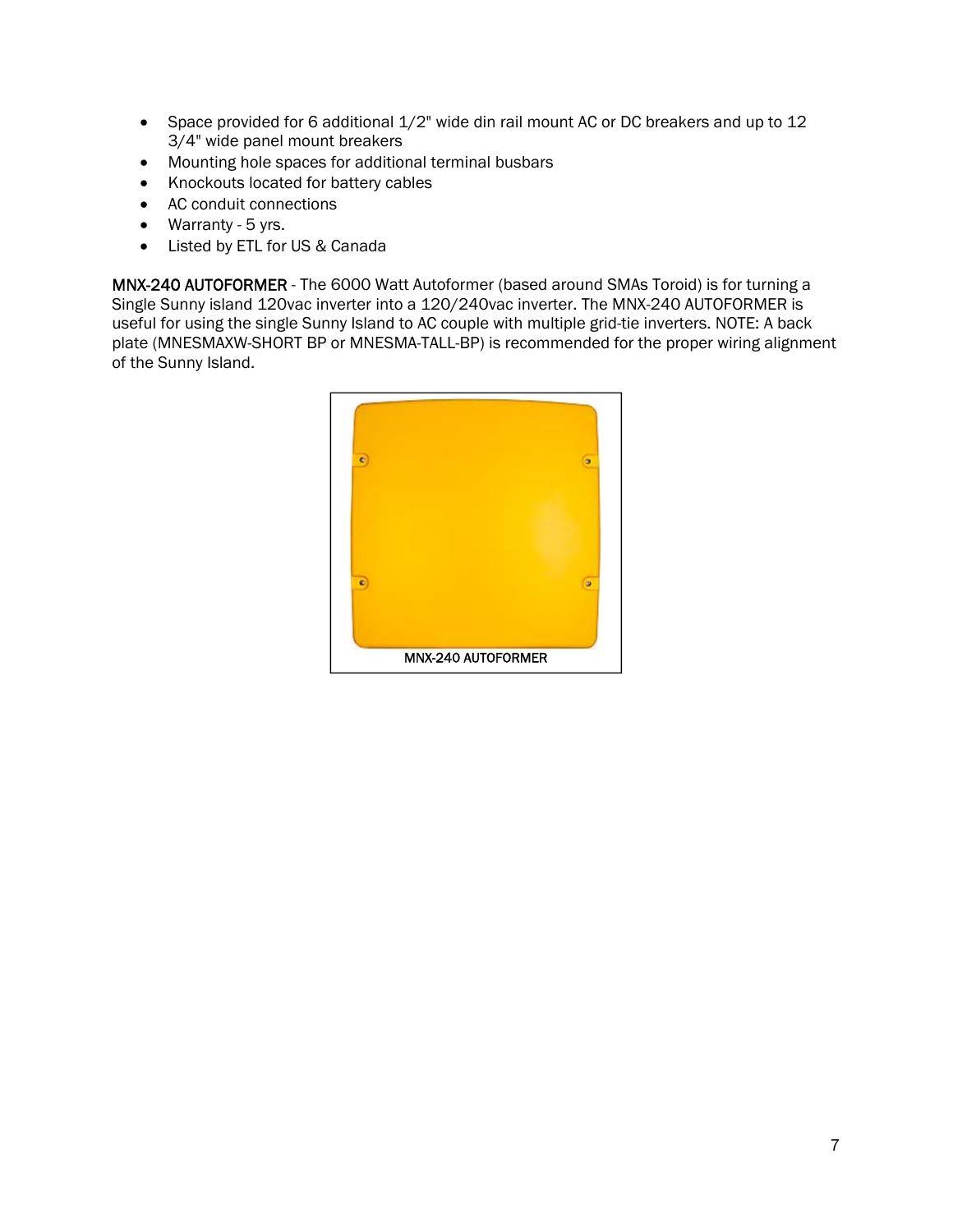- Space provided for 6 additional 1/2" wide din rail mount AC or DC breakers and up to 12 3/4" wide panel mount breakers
- Mounting hole spaces for additional terminal busbars
- Knockouts located for battery cables
- AC conduit connections
- Warranty - 5 yrs.
- Listed by ETL for US & Canada

MNX-240 AUTOFORMER - The 6000 Watt Autoformer (based around SMAs Toroid) is for turning a Single Sunny island 120vac inverter into a 120/240vac inverter. The MNX-240 AUTOFORMER is useful for using the single Sunny Island to AC couple with multiple grid-tie inverters. NOTE: A back plate (MNESMAXW-SHORT BP or MNESMA-TALL-BP) is recommended for the proper wiring alignment of the Sunny Island.

MNX-240 AUTOFORMER